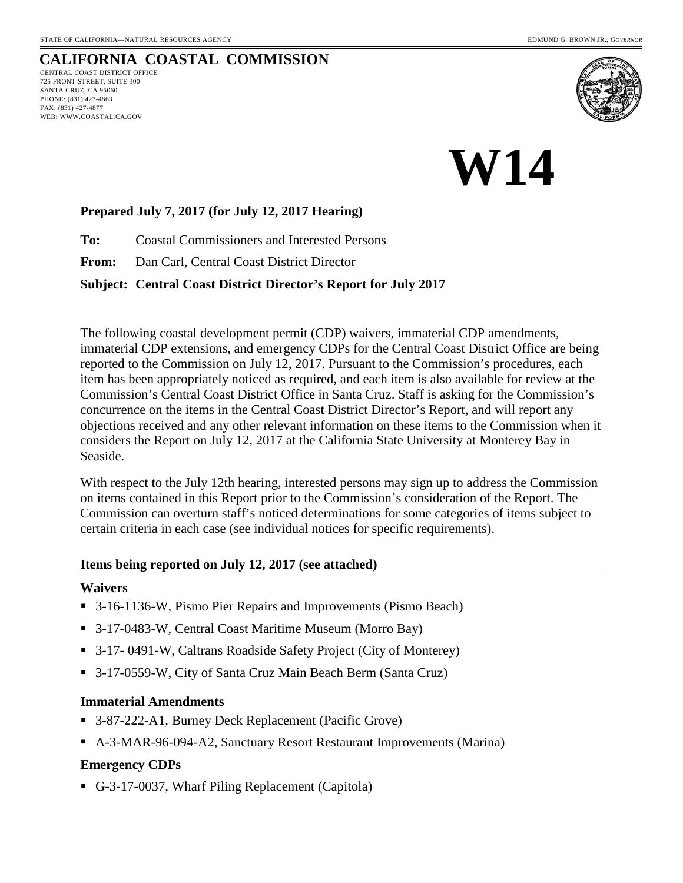STATE OF CALIFORNIA—NATURAL RESOURCES AGENCY EDMUND G. BROWN JR., *GOVERNOR*

# CALIFORNIA COASTAL COMMISSION

CENTRAL COAST DISTRICT OFFICE
725 FRONT STREET, SUITE 300
SANTA CRUZ, CA 95060
PHONE: (831) 427-4863
FAX: (831) 427-4877
WEB: WWW.COASTAL.CA.GOV

# W14

**Prepared July 7, 2017 (for July 12, 2017 Hearing)**

**To:** Coastal Commissioners and Interested Persons

**From:** Dan Carl, Central Coast District Director

**Subject: Central Coast District Director's Report for July 2017**

The following coastal development permit (CDP) waivers, immaterial CDP amendments, immaterial CDP extensions, and emergency CDPs for the Central Coast District Office are being reported to the Commission on July 12, 2017. Pursuant to the Commission's procedures, each item has been appropriately noticed as required, and each item is also available for review at the Commission's Central Coast District Office in Santa Cruz. Staff is asking for the Commission's concurrence on the items in the Central Coast District Director's Report, and will report any objections received and any other relevant information on these items to the Commission when it considers the Report on July 12, 2017 at the California State University at Monterey Bay in Seaside.

With respect to the July 12th hearing, interested persons may sign up to address the Commission on items contained in this Report prior to the Commission's consideration of the Report. The Commission can overturn staff's noticed determinations for some categories of items subject to certain criteria in each case (see individual notices for specific requirements).

## Items being reported on July 12, 2017 (see attached)

### Waivers

- 3-16-1136-W, Pismo Pier Repairs and Improvements (Pismo Beach)
- 3-17-0483-W, Central Coast Maritime Museum (Morro Bay)
- 3-17- 0491-W, Caltrans Roadside Safety Project (City of Monterey)
- 3-17-0559-W, City of Santa Cruz Main Beach Berm (Santa Cruz)

### Immaterial Amendments

- 3-87-222-A1, Burney Deck Replacement (Pacific Grove)
- A-3-MAR-96-094-A2, Sanctuary Resort Restaurant Improvements (Marina)

### Emergency CDPs

- G-3-17-0037, Wharf Piling Replacement (Capitola)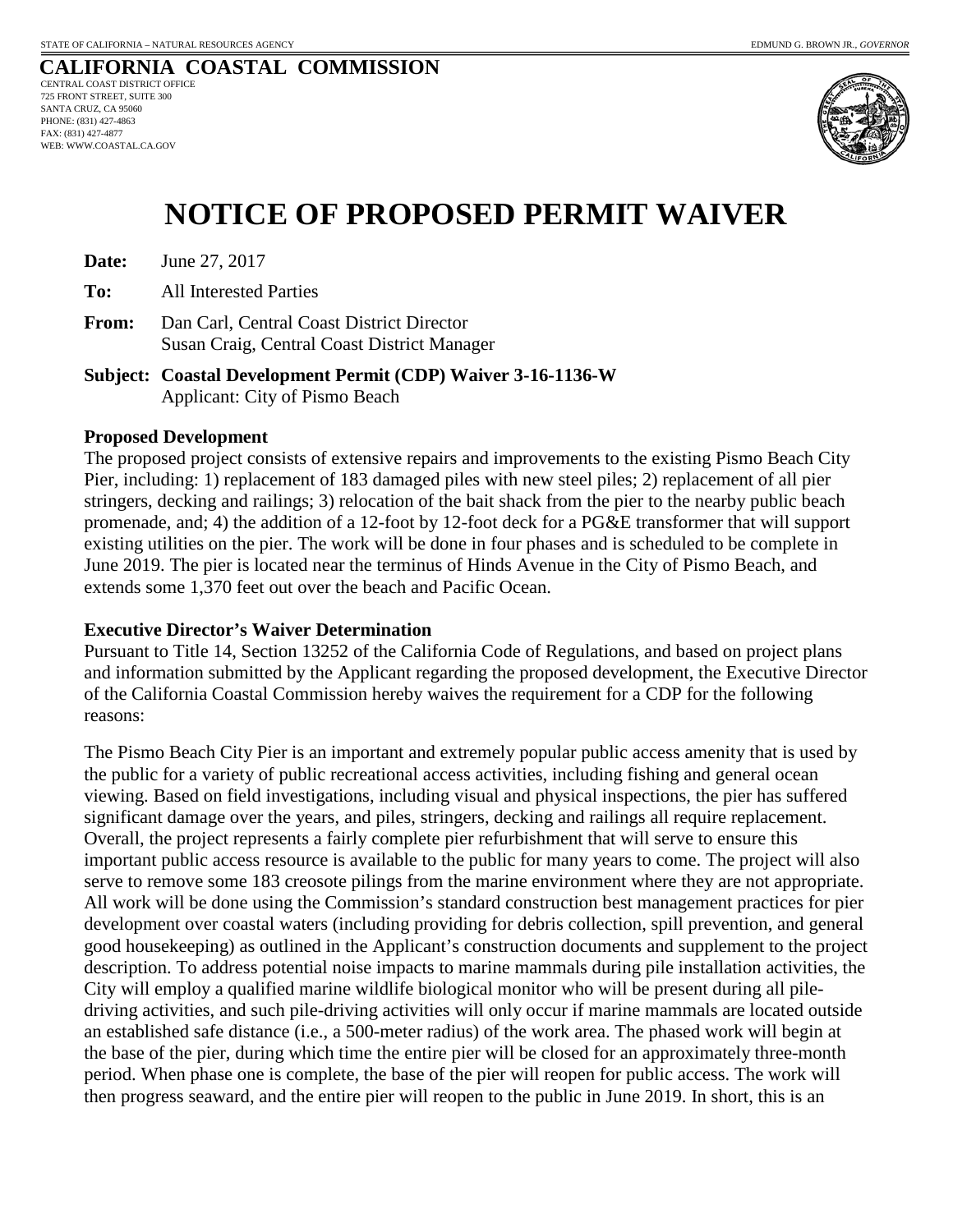STATE OF CALIFORNIA – NATURAL RESOURCES AGENCY

EDMUND G. BROWN JR., *GOVERNOR*

# CALIFORNIA COASTAL COMMISSION

CENTRAL COAST DISTRICT OFFICE
725 FRONT STREET, SUITE 300
SANTA CRUZ, CA 95060
PHONE: (831) 427-4863
FAX: (831) 427-4877
WEB: WWW.COASTAL.CA.GOV

# NOTICE OF PROPOSED PERMIT WAIVER

**Date:** June 27, 2017

**To:** All Interested Parties

**From:** Dan Carl, Central Coast District Director
Susan Craig, Central Coast District Manager

**Subject: Coastal Development Permit (CDP) Waiver 3-16-1136-W**
Applicant: City of Pismo Beach

**Proposed Development**

The proposed project consists of extensive repairs and improvements to the existing Pismo Beach City Pier, including: 1) replacement of 183 damaged piles with new steel piles; 2) replacement of all pier stringers, decking and railings; 3) relocation of the bait shack from the pier to the nearby public beach promenade, and; 4) the addition of a 12-foot by 12-foot deck for a PG&E transformer that will support existing utilities on the pier. The work will be done in four phases and is scheduled to be complete in June 2019. The pier is located near the terminus of Hinds Avenue in the City of Pismo Beach, and extends some 1,370 feet out over the beach and Pacific Ocean.

**Executive Director's Waiver Determination**

Pursuant to Title 14, Section 13252 of the California Code of Regulations, and based on project plans and information submitted by the Applicant regarding the proposed development, the Executive Director of the California Coastal Commission hereby waives the requirement for a CDP for the following reasons:

The Pismo Beach City Pier is an important and extremely popular public access amenity that is used by the public for a variety of public recreational access activities, including fishing and general ocean viewing. Based on field investigations, including visual and physical inspections, the pier has suffered significant damage over the years, and piles, stringers, decking and railings all require replacement. Overall, the project represents a fairly complete pier refurbishment that will serve to ensure this important public access resource is available to the public for many years to come. The project will also serve to remove some 183 creosote pilings from the marine environment where they are not appropriate. All work will be done using the Commission's standard construction best management practices for pier development over coastal waters (including providing for debris collection, spill prevention, and general good housekeeping) as outlined in the Applicant's construction documents and supplement to the project description. To address potential noise impacts to marine mammals during pile installation activities, the City will employ a qualified marine wildlife biological monitor who will be present during all pile-driving activities, and such pile-driving activities will only occur if marine mammals are located outside an established safe distance (i.e., a 500-meter radius) of the work area. The phased work will begin at the base of the pier, during which time the entire pier will be closed for an approximately three-month period. When phase one is complete, the base of the pier will reopen for public access. The work will then progress seaward, and the entire pier will reopen to the public in June 2019. In short, this is an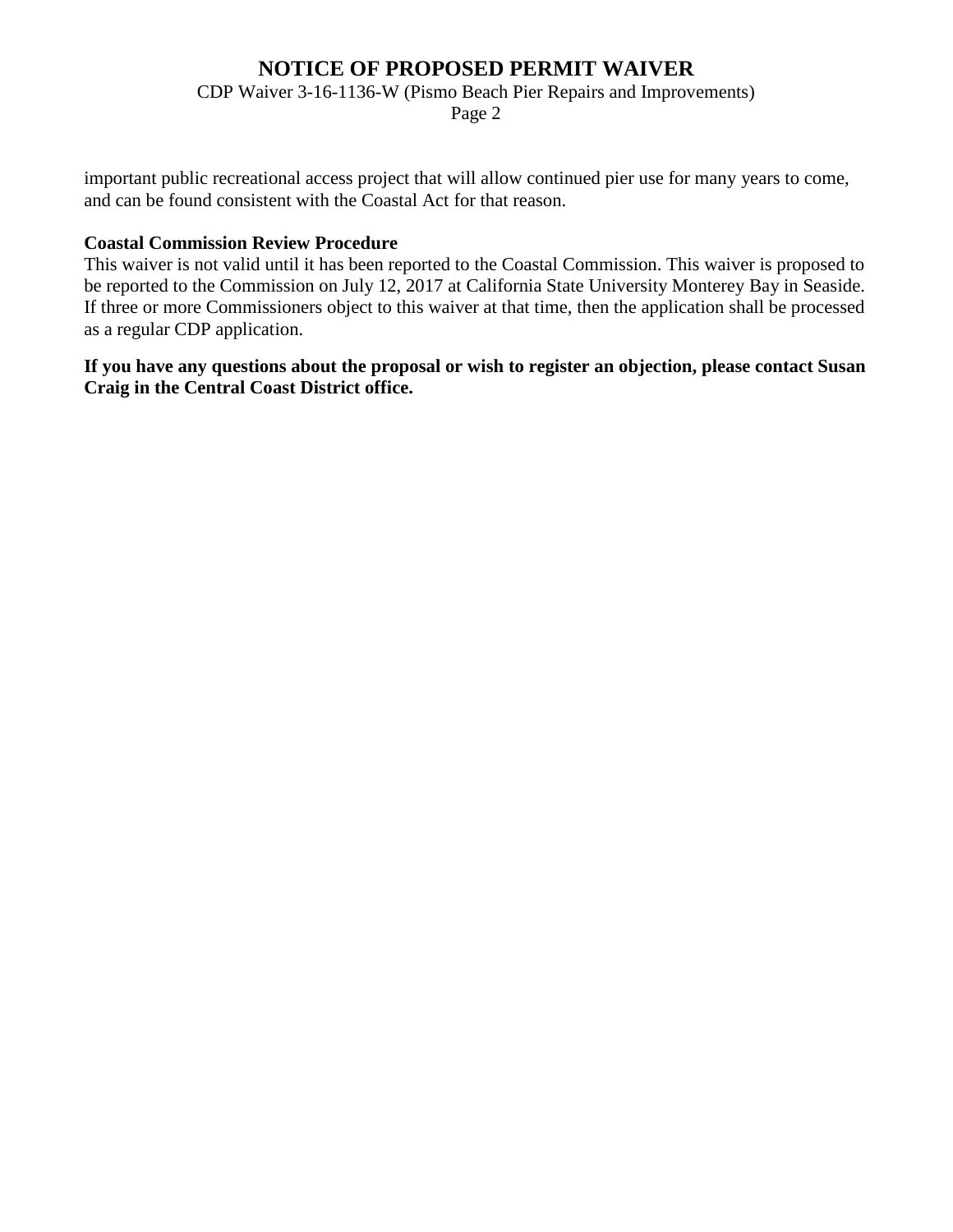important public recreational access project that will allow continued pier use for many years to come, and can be found consistent with the Coastal Act for that reason.

**Coastal Commission Review Procedure**

This waiver is not valid until it has been reported to the Coastal Commission. This waiver is proposed to be reported to the Commission on July 12, 2017 at California State University Monterey Bay in Seaside. If three or more Commissioners object to this waiver at that time, then the application shall be processed as a regular CDP application.

**If you have any questions about the proposal or wish to register an objection, please contact Susan Craig in the Central Coast District office.**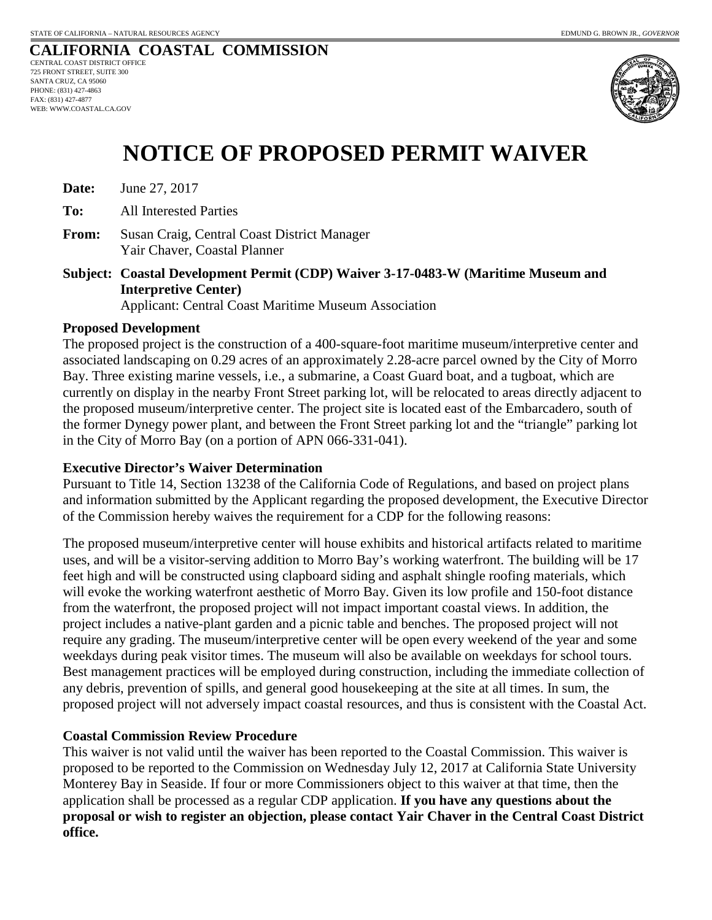STATE OF CALIFORNIA – NATURAL RESOURCES AGENCY

EDMUND G. BROWN JR., *GOVERNOR*

**CALIFORNIA COASTAL COMMISSION**

CENTRAL COAST DISTRICT OFFICE
725 FRONT STREET, SUITE 300
SANTA CRUZ, CA 95060
PHONE: (831) 427-4863
FAX: (831) 427-4877
WEB: WWW.COASTAL.CA.GOV

# NOTICE OF PROPOSED PERMIT WAIVER

**Date:** June 27, 2017

**To:** All Interested Parties

**From:** Susan Craig, Central Coast District Manager
Yair Chaver, Coastal Planner

**Subject: Coastal Development Permit (CDP) Waiver 3-17-0483-W (Maritime Museum and Interpretive Center)**
Applicant: Central Coast Maritime Museum Association

**Proposed Development**

The proposed project is the construction of a 400-square-foot maritime museum/interpretive center and associated landscaping on 0.29 acres of an approximately 2.28-acre parcel owned by the City of Morro Bay. Three existing marine vessels, i.e., a submarine, a Coast Guard boat, and a tugboat, which are currently on display in the nearby Front Street parking lot, will be relocated to areas directly adjacent to the proposed museum/interpretive center. The project site is located east of the Embarcadero, south of the former Dynegy power plant, and between the Front Street parking lot and the "triangle" parking lot in the City of Morro Bay (on a portion of APN 066-331-041).

**Executive Director's Waiver Determination**

Pursuant to Title 14, Section 13238 of the California Code of Regulations, and based on project plans and information submitted by the Applicant regarding the proposed development, the Executive Director of the Commission hereby waives the requirement for a CDP for the following reasons:

The proposed museum/interpretive center will house exhibits and historical artifacts related to maritime uses, and will be a visitor-serving addition to Morro Bay's working waterfront. The building will be 17 feet high and will be constructed using clapboard siding and asphalt shingle roofing materials, which will evoke the working waterfront aesthetic of Morro Bay. Given its low profile and 150-foot distance from the waterfront, the proposed project will not impact important coastal views. In addition, the project includes a native-plant garden and a picnic table and benches. The proposed project will not require any grading. The museum/interpretive center will be open every weekend of the year and some weekdays during peak visitor times. The museum will also be available on weekdays for school tours. Best management practices will be employed during construction, including the immediate collection of any debris, prevention of spills, and general good housekeeping at the site at all times. In sum, the proposed project will not adversely impact coastal resources, and thus is consistent with the Coastal Act.

**Coastal Commission Review Procedure**

This waiver is not valid until the waiver has been reported to the Coastal Commission. This waiver is proposed to be reported to the Commission on Wednesday July 12, 2017 at California State University Monterey Bay in Seaside. If four or more Commissioners object to this waiver at that time, then the application shall be processed as a regular CDP application. **If you have any questions about the proposal or wish to register an objection, please contact Yair Chaver in the Central Coast District office.**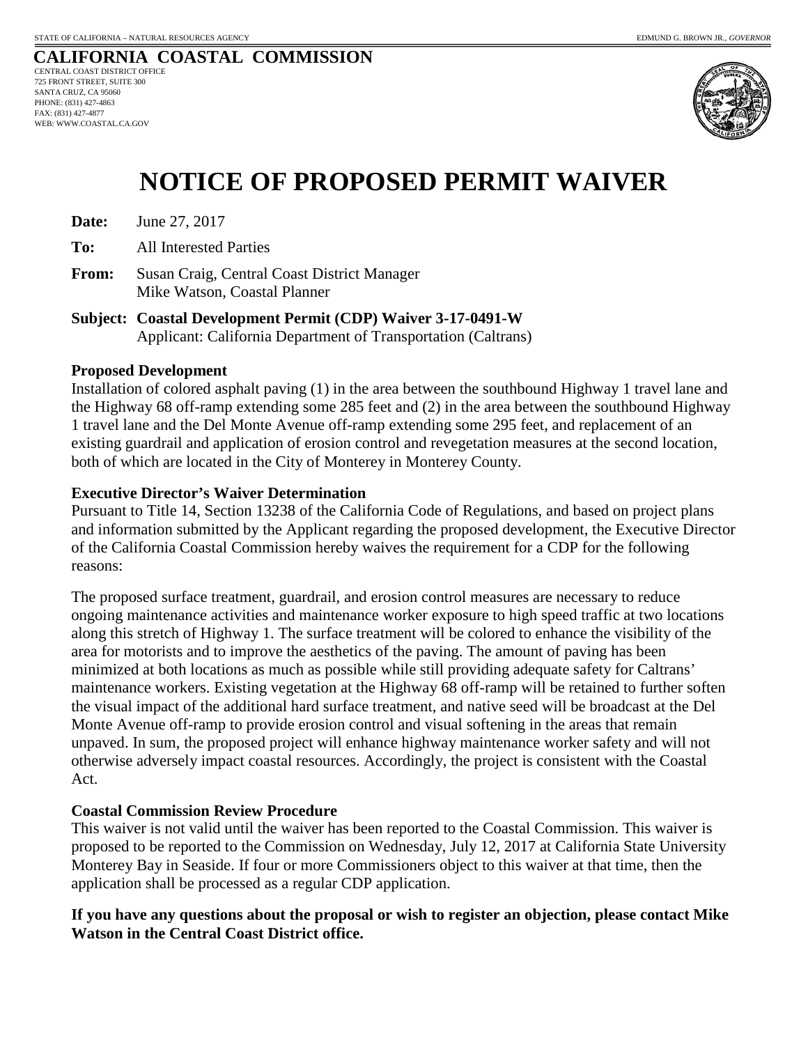STATE OF CALIFORNIA – NATURAL RESOURCES AGENCY

EDMUND G. BROWN JR., *GOVERNOR*

**CALIFORNIA COASTAL COMMISSION**

CENTRAL COAST DISTRICT OFFICE
725 FRONT STREET, SUITE 300
SANTA CRUZ, CA 95060
PHONE: (831) 427-4863
FAX: (831) 427-4877
WEB: WWW.COASTAL.CA.GOV

# NOTICE OF PROPOSED PERMIT WAIVER

**Date:** June 27, 2017

**To:** All Interested Parties

**From:** Susan Craig, Central Coast District Manager
Mike Watson, Coastal Planner

**Subject: Coastal Development Permit (CDP) Waiver 3-17-0491-W**
Applicant: California Department of Transportation (Caltrans)

**Proposed Development**

Installation of colored asphalt paving (1) in the area between the southbound Highway 1 travel lane and the Highway 68 off-ramp extending some 285 feet and (2) in the area between the southbound Highway 1 travel lane and the Del Monte Avenue off-ramp extending some 295 feet, and replacement of an existing guardrail and application of erosion control and revegetation measures at the second location, both of which are located in the City of Monterey in Monterey County.

**Executive Director's Waiver Determination**

Pursuant to Title 14, Section 13238 of the California Code of Regulations, and based on project plans and information submitted by the Applicant regarding the proposed development, the Executive Director of the California Coastal Commission hereby waives the requirement for a CDP for the following reasons:

The proposed surface treatment, guardrail, and erosion control measures are necessary to reduce ongoing maintenance activities and maintenance worker exposure to high speed traffic at two locations along this stretch of Highway 1. The surface treatment will be colored to enhance the visibility of the area for motorists and to improve the aesthetics of the paving. The amount of paving has been minimized at both locations as much as possible while still providing adequate safety for Caltrans' maintenance workers. Existing vegetation at the Highway 68 off-ramp will be retained to further soften the visual impact of the additional hard surface treatment, and native seed will be broadcast at the Del Monte Avenue off-ramp to provide erosion control and visual softening in the areas that remain unpaved. In sum, the proposed project will enhance highway maintenance worker safety and will not otherwise adversely impact coastal resources. Accordingly, the project is consistent with the Coastal Act.

**Coastal Commission Review Procedure**

This waiver is not valid until the waiver has been reported to the Coastal Commission. This waiver is proposed to be reported to the Commission on Wednesday, July 12, 2017 at California State University Monterey Bay in Seaside. If four or more Commissioners object to this waiver at that time, then the application shall be processed as a regular CDP application.

**If you have any questions about the proposal or wish to register an objection, please contact Mike Watson in the Central Coast District office.**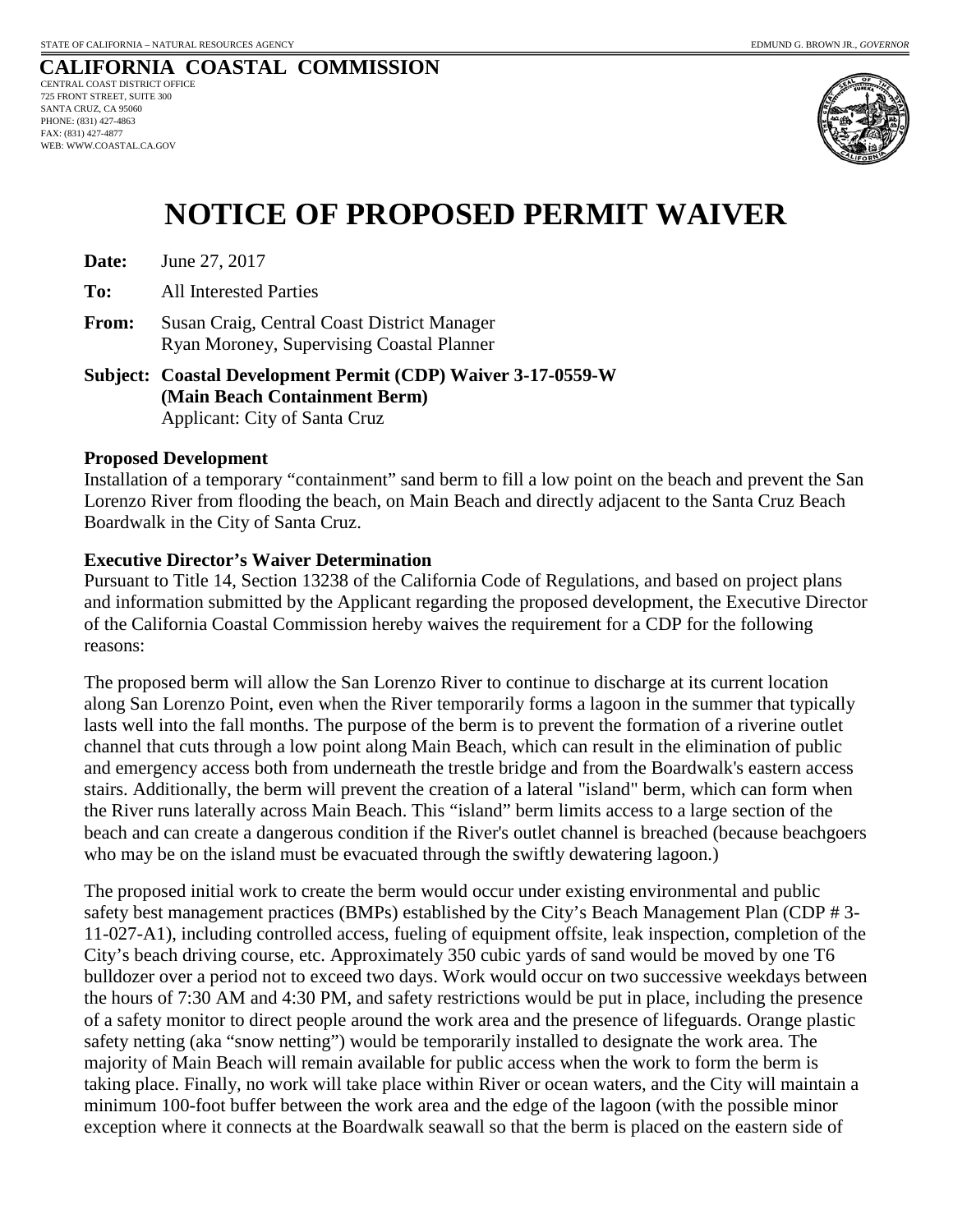STATE OF CALIFORNIA – NATURAL RESOURCES AGENCY

EDMUND G. BROWN JR., *GOVERNOR*

**CALIFORNIA COASTAL COMMISSION**

CENTRAL COAST DISTRICT OFFICE
725 FRONT STREET, SUITE 300
SANTA CRUZ, CA 95060
PHONE: (831) 427-4863
FAX: (831) 427-4877
WEB: WWW.COASTAL.CA.GOV

# NOTICE OF PROPOSED PERMIT WAIVER

**Date:** June 27, 2017

**To:** All Interested Parties

**From:** Susan Craig, Central Coast District Manager
Ryan Moroney, Supervising Coastal Planner

**Subject: Coastal Development Permit (CDP) Waiver 3-17-0559-W (Main Beach Containment Berm)**
Applicant: City of Santa Cruz

**Proposed Development**

Installation of a temporary "containment" sand berm to fill a low point on the beach and prevent the San Lorenzo River from flooding the beach, on Main Beach and directly adjacent to the Santa Cruz Beach Boardwalk in the City of Santa Cruz.

**Executive Director's Waiver Determination**

Pursuant to Title 14, Section 13238 of the California Code of Regulations, and based on project plans and information submitted by the Applicant regarding the proposed development, the Executive Director of the California Coastal Commission hereby waives the requirement for a CDP for the following reasons:

The proposed berm will allow the San Lorenzo River to continue to discharge at its current location along San Lorenzo Point, even when the River temporarily forms a lagoon in the summer that typically lasts well into the fall months. The purpose of the berm is to prevent the formation of a riverine outlet channel that cuts through a low point along Main Beach, which can result in the elimination of public and emergency access both from underneath the trestle bridge and from the Boardwalk's eastern access stairs. Additionally, the berm will prevent the creation of a lateral "island" berm, which can form when the River runs laterally across Main Beach. This "island" berm limits access to a large section of the beach and can create a dangerous condition if the River's outlet channel is breached (because beachgoers who may be on the island must be evacuated through the swiftly dewatering lagoon.)

The proposed initial work to create the berm would occur under existing environmental and public safety best management practices (BMPs) established by the City's Beach Management Plan (CDP # 3-11-027-A1), including controlled access, fueling of equipment offsite, leak inspection, completion of the City's beach driving course, etc. Approximately 350 cubic yards of sand would be moved by one T6 bulldozer over a period not to exceed two days. Work would occur on two successive weekdays between the hours of 7:30 AM and 4:30 PM, and safety restrictions would be put in place, including the presence of a safety monitor to direct people around the work area and the presence of lifeguards. Orange plastic safety netting (aka "snow netting") would be temporarily installed to designate the work area. The majority of Main Beach will remain available for public access when the work to form the berm is taking place. Finally, no work will take place within River or ocean waters, and the City will maintain a minimum 100-foot buffer between the work area and the edge of the lagoon (with the possible minor exception where it connects at the Boardwalk seawall so that the berm is placed on the eastern side of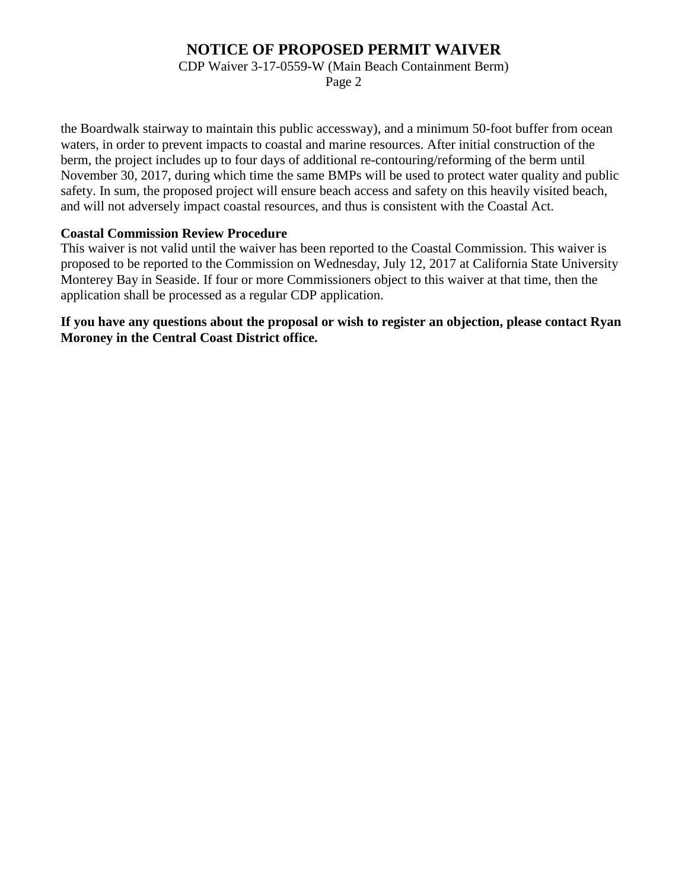the Boardwalk stairway to maintain this public accessway), and a minimum 50-foot buffer from ocean waters, in order to prevent impacts to coastal and marine resources. After initial construction of the berm, the project includes up to four days of additional re-contouring/reforming of the berm until November 30, 2017, during which time the same BMPs will be used to protect water quality and public safety. In sum, the proposed project will ensure beach access and safety on this heavily visited beach, and will not adversely impact coastal resources, and thus is consistent with the Coastal Act.

**Coastal Commission Review Procedure**

This waiver is not valid until the waiver has been reported to the Coastal Commission. This waiver is proposed to be reported to the Commission on Wednesday, July 12, 2017 at California State University Monterey Bay in Seaside. If four or more Commissioners object to this waiver at that time, then the application shall be processed as a regular CDP application.

**If you have any questions about the proposal or wish to register an objection, please contact Ryan Moroney in the Central Coast District office.**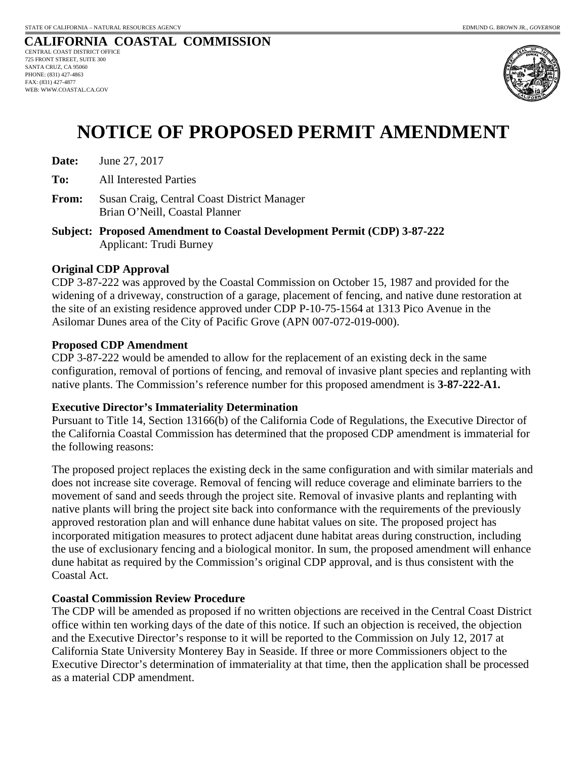STATE OF CALIFORNIA – NATURAL RESOURCES AGENCY

EDMUND G. BROWN JR., *GOVERNOR*

**CALIFORNIA COASTAL COMMISSION**
CENTRAL COAST DISTRICT OFFICE
725 FRONT STREET, SUITE 300
SANTA CRUZ, CA 95060
PHONE: (831) 427-4863
FAX: (831) 427-4877
WEB: WWW.COASTAL.CA.GOV

# NOTICE OF PROPOSED PERMIT AMENDMENT

**Date:** June 27, 2017

**To:** All Interested Parties

**From:** Susan Craig, Central Coast District Manager
Brian O'Neill, Coastal Planner

**Subject: Proposed Amendment to Coastal Development Permit (CDP) 3-87-222**
Applicant: Trudi Burney

**Original CDP Approval**
CDP 3-87-222 was approved by the Coastal Commission on October 15, 1987 and provided for the widening of a driveway, construction of a garage, placement of fencing, and native dune restoration at the site of an existing residence approved under CDP P-10-75-1564 at 1313 Pico Avenue in the Asilomar Dunes area of the City of Pacific Grove (APN 007-072-019-000).

**Proposed CDP Amendment**
CDP 3-87-222 would be amended to allow for the replacement of an existing deck in the same configuration, removal of portions of fencing, and removal of invasive plant species and replanting with native plants. The Commission's reference number for this proposed amendment is **3-87-222-A1.**

**Executive Director's Immateriality Determination**
Pursuant to Title 14, Section 13166(b) of the California Code of Regulations, the Executive Director of the California Coastal Commission has determined that the proposed CDP amendment is immaterial for the following reasons:

The proposed project replaces the existing deck in the same configuration and with similar materials and does not increase site coverage. Removal of fencing will reduce coverage and eliminate barriers to the movement of sand and seeds through the project site. Removal of invasive plants and replanting with native plants will bring the project site back into conformance with the requirements of the previously approved restoration plan and will enhance dune habitat values on site. The proposed project has incorporated mitigation measures to protect adjacent dune habitat areas during construction, including the use of exclusionary fencing and a biological monitor. In sum, the proposed amendment will enhance dune habitat as required by the Commission's original CDP approval, and is thus consistent with the Coastal Act.

**Coastal Commission Review Procedure**
The CDP will be amended as proposed if no written objections are received in the Central Coast District office within ten working days of the date of this notice. If such an objection is received, the objection and the Executive Director's response to it will be reported to the Commission on July 12, 2017 at California State University Monterey Bay in Seaside. If three or more Commissioners object to the Executive Director's determination of immateriality at that time, then the application shall be processed as a material CDP amendment.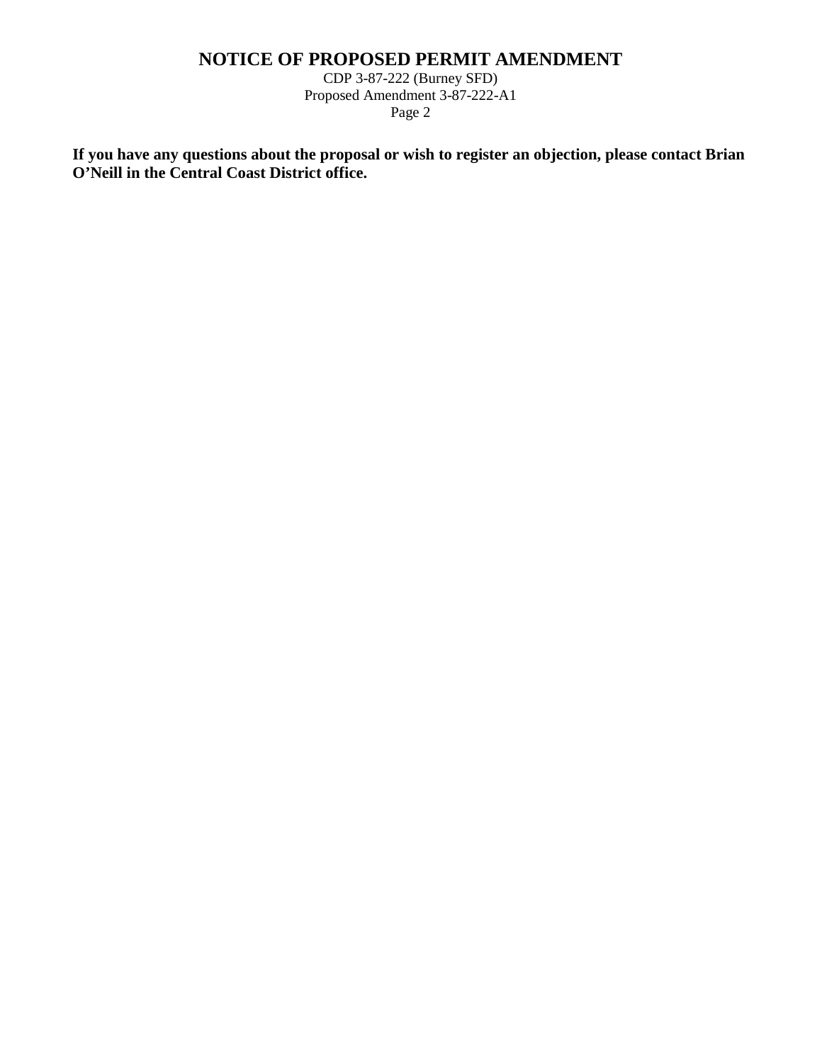**If you have any questions about the proposal or wish to register an objection, please contact Brian O'Neill in the Central Coast District office.**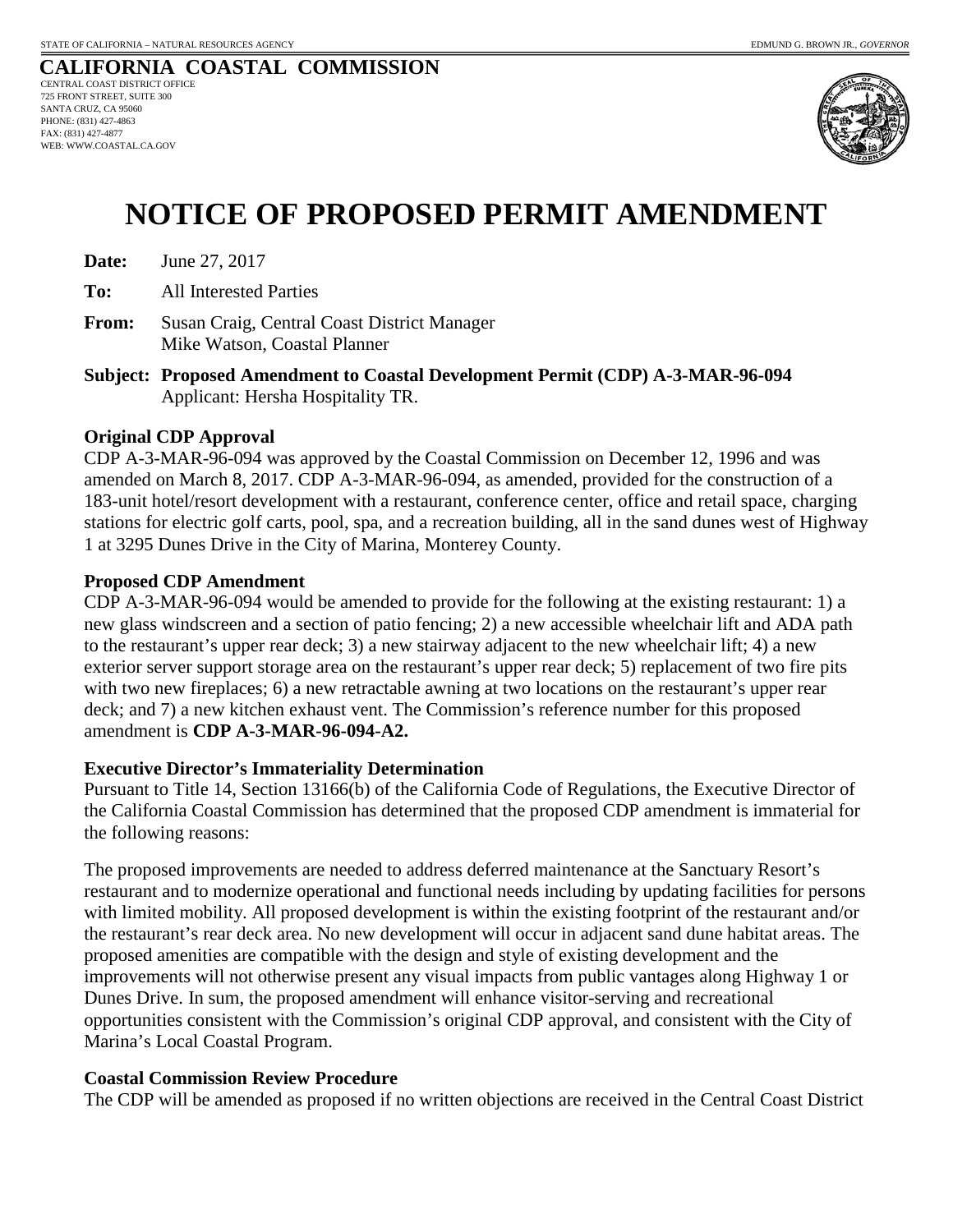STATE OF CALIFORNIA – NATURAL RESOURCES AGENCY

EDMUND G. BROWN JR., *GOVERNOR*

**CALIFORNIA COASTAL COMMISSION**
CENTRAL COAST DISTRICT OFFICE
725 FRONT STREET, SUITE 300
SANTA CRUZ, CA 95060
PHONE: (831) 427-4863
FAX: (831) 427-4877
WEB: WWW.COASTAL.CA.GOV

# NOTICE OF PROPOSED PERMIT AMENDMENT

**Date:** June 27, 2017

**To:** All Interested Parties

**From:** Susan Craig, Central Coast District Manager
Mike Watson, Coastal Planner

**Subject: Proposed Amendment to Coastal Development Permit (CDP) A-3-MAR-96-094**
Applicant: Hersha Hospitality TR.

**Original CDP Approval**

CDP A-3-MAR-96-094 was approved by the Coastal Commission on December 12, 1996 and was amended on March 8, 2017. CDP A-3-MAR-96-094, as amended, provided for the construction of a 183-unit hotel/resort development with a restaurant, conference center, office and retail space, charging stations for electric golf carts, pool, spa, and a recreation building, all in the sand dunes west of Highway 1 at 3295 Dunes Drive in the City of Marina, Monterey County.

**Proposed CDP Amendment**

CDP A-3-MAR-96-094 would be amended to provide for the following at the existing restaurant: 1) a new glass windscreen and a section of patio fencing; 2) a new accessible wheelchair lift and ADA path to the restaurant's upper rear deck; 3) a new stairway adjacent to the new wheelchair lift; 4) a new exterior server support storage area on the restaurant's upper rear deck; 5) replacement of two fire pits with two new fireplaces; 6) a new retractable awning at two locations on the restaurant's upper rear deck; and 7) a new kitchen exhaust vent. The Commission's reference number for this proposed amendment is **CDP A-3-MAR-96-094-A2.**

**Executive Director's Immateriality Determination**

Pursuant to Title 14, Section 13166(b) of the California Code of Regulations, the Executive Director of the California Coastal Commission has determined that the proposed CDP amendment is immaterial for the following reasons:

The proposed improvements are needed to address deferred maintenance at the Sanctuary Resort's restaurant and to modernize operational and functional needs including by updating facilities for persons with limited mobility. All proposed development is within the existing footprint of the restaurant and/or the restaurant's rear deck area. No new development will occur in adjacent sand dune habitat areas. The proposed amenities are compatible with the design and style of existing development and the improvements will not otherwise present any visual impacts from public vantages along Highway 1 or Dunes Drive. In sum, the proposed amendment will enhance visitor-serving and recreational opportunities consistent with the Commission's original CDP approval, and consistent with the City of Marina's Local Coastal Program.

**Coastal Commission Review Procedure**

The CDP will be amended as proposed if no written objections are received in the Central Coast District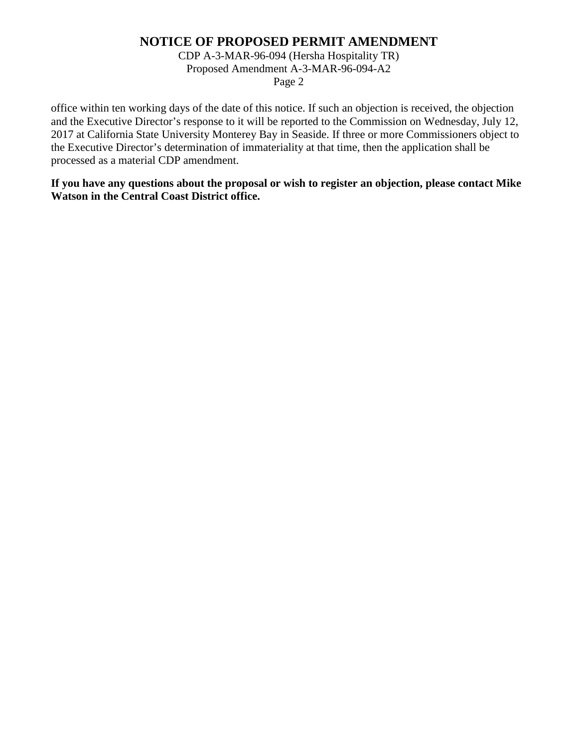office within ten working days of the date of this notice. If such an objection is received, the objection and the Executive Director's response to it will be reported to the Commission on Wednesday, July 12, 2017 at California State University Monterey Bay in Seaside. If three or more Commissioners object to the Executive Director's determination of immateriality at that time, then the application shall be processed as a material CDP amendment.

**If you have any questions about the proposal or wish to register an objection, please contact Mike Watson in the Central Coast District office.**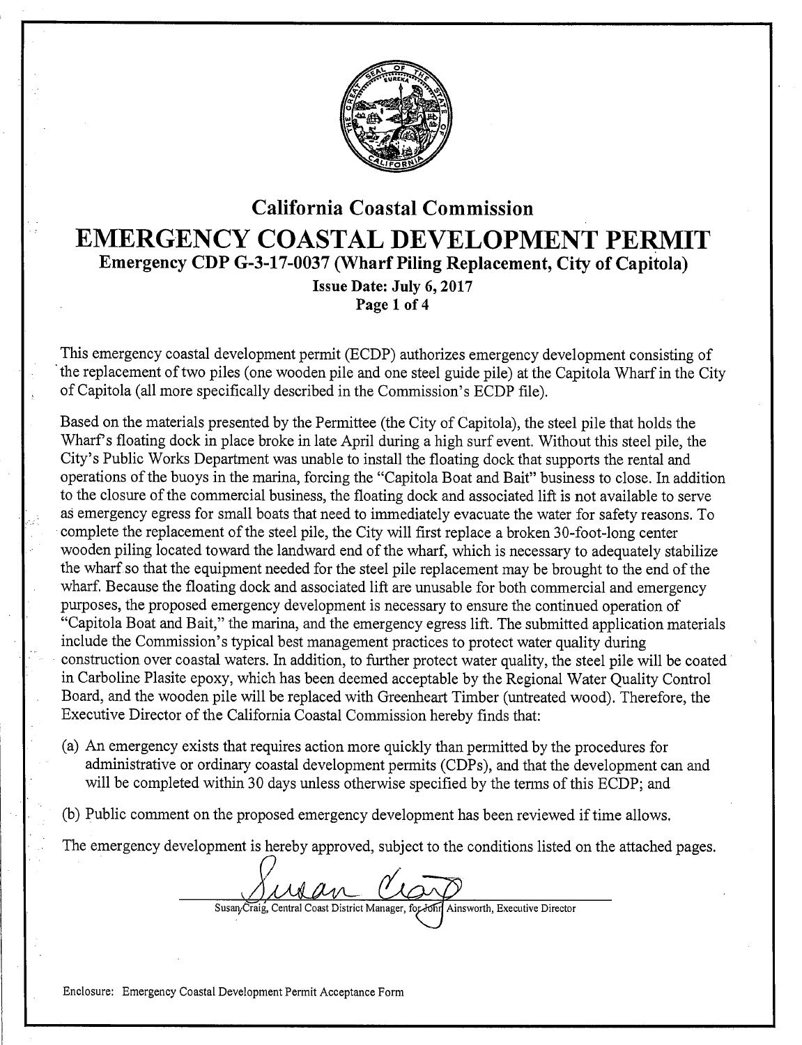# California Coastal Commission

# EMERGENCY COASTAL DEVELOPMENT PERMIT

## Emergency CDP G-3-17-0037 (Wharf Piling Replacement, City of Capitola)

**Issue Date: July 6, 2017**

This emergency coastal development permit (ECDP) authorizes emergency development consisting of the replacement of two piles (one wooden pile and one steel guide pile) at the Capitola Wharf in the City of Capitola (all more specifically described in the Commission's ECDP file).

Based on the materials presented by the Permittee (the City of Capitola), the steel pile that holds the Wharf's floating dock in place broke in late April during a high surf event. Without this steel pile, the City's Public Works Department was unable to install the floating dock that supports the rental and operations of the buoys in the marina, forcing the "Capitola Boat and Bait" business to close. In addition to the closure of the commercial business, the floating dock and associated lift is not available to serve as emergency egress for small boats that need to immediately evacuate the water for safety reasons. To complete the replacement of the steel pile, the City will first replace a broken 30-foot-long center wooden piling located toward the landward end of the wharf, which is necessary to adequately stabilize the wharf so that the equipment needed for the steel pile replacement may be brought to the end of the wharf. Because the floating dock and associated lift are unusable for both commercial and emergency purposes, the proposed emergency development is necessary to ensure the continued operation of "Capitola Boat and Bait," the marina, and the emergency egress lift. The submitted application materials include the Commission's typical best management practices to protect water quality during construction over coastal waters. In addition, to further protect water quality, the steel pile will be coated in Carboline Plasite epoxy, which has been deemed acceptable by the Regional Water Quality Control Board, and the wooden pile will be replaced with Greenheart Timber (untreated wood). Therefore, the Executive Director of the California Coastal Commission hereby finds that:

(a) An emergency exists that requires action more quickly than permitted by the procedures for administrative or ordinary coastal development permits (CDPs), and that the development can and will be completed within 30 days unless otherwise specified by the terms of this ECDP; and

(b) Public comment on the proposed emergency development has been reviewed if time allows.

The emergency development is hereby approved, subject to the conditions listed on the attached pages.

Susan Craig, Central Coast District Manager, for John Ainsworth, Executive Director

Enclosure: Emergency Coastal Development Permit Acceptance Form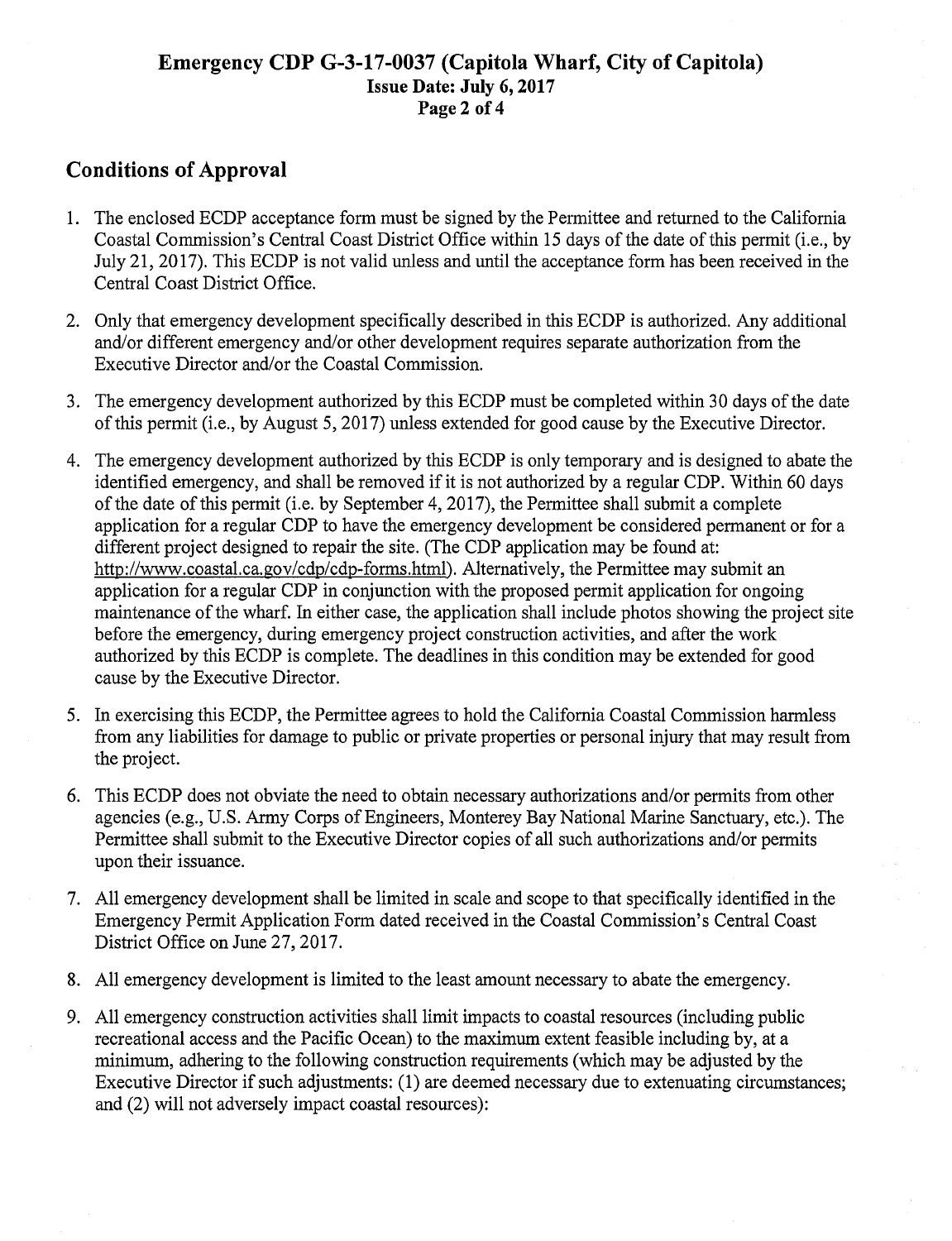## Conditions of Approval

1. The enclosed ECDP acceptance form must be signed by the Permittee and returned to the California Coastal Commission's Central Coast District Office within 15 days of the date of this permit (i.e., by July 21, 2017). This ECDP is not valid unless and until the acceptance form has been received in the Central Coast District Office.

2. Only that emergency development specifically described in this ECDP is authorized. Any additional and/or different emergency and/or other development requires separate authorization from the Executive Director and/or the Coastal Commission.

3. The emergency development authorized by this ECDP must be completed within 30 days of the date of this permit (i.e., by August 5, 2017) unless extended for good cause by the Executive Director.

4. The emergency development authorized by this ECDP is only temporary and is designed to abate the identified emergency, and shall be removed if it is not authorized by a regular CDP. Within 60 days of the date of this permit (i.e. by September 4, 2017), the Permittee shall submit a complete application for a regular CDP to have the emergency development be considered permanent or for a different project designed to repair the site. (The CDP application may be found at: http://www.coastal.ca.gov/cdp/cdp-forms.html). Alternatively, the Permittee may submit an application for a regular CDP in conjunction with the proposed permit application for ongoing maintenance of the wharf. In either case, the application shall include photos showing the project site before the emergency, during emergency project construction activities, and after the work authorized by this ECDP is complete. The deadlines in this condition may be extended for good cause by the Executive Director.

5. In exercising this ECDP, the Permittee agrees to hold the California Coastal Commission harmless from any liabilities for damage to public or private properties or personal injury that may result from the project.

6. This ECDP does not obviate the need to obtain necessary authorizations and/or permits from other agencies (e.g., U.S. Army Corps of Engineers, Monterey Bay National Marine Sanctuary, etc.). The Permittee shall submit to the Executive Director copies of all such authorizations and/or permits upon their issuance.

7. All emergency development shall be limited in scale and scope to that specifically identified in the Emergency Permit Application Form dated received in the Coastal Commission's Central Coast District Office on June 27, 2017.

8. All emergency development is limited to the least amount necessary to abate the emergency.

9. All emergency construction activities shall limit impacts to coastal resources (including public recreational access and the Pacific Ocean) to the maximum extent feasible including by, at a minimum, adhering to the following construction requirements (which may be adjusted by the Executive Director if such adjustments: (1) are deemed necessary due to extenuating circumstances; and (2) will not adversely impact coastal resources):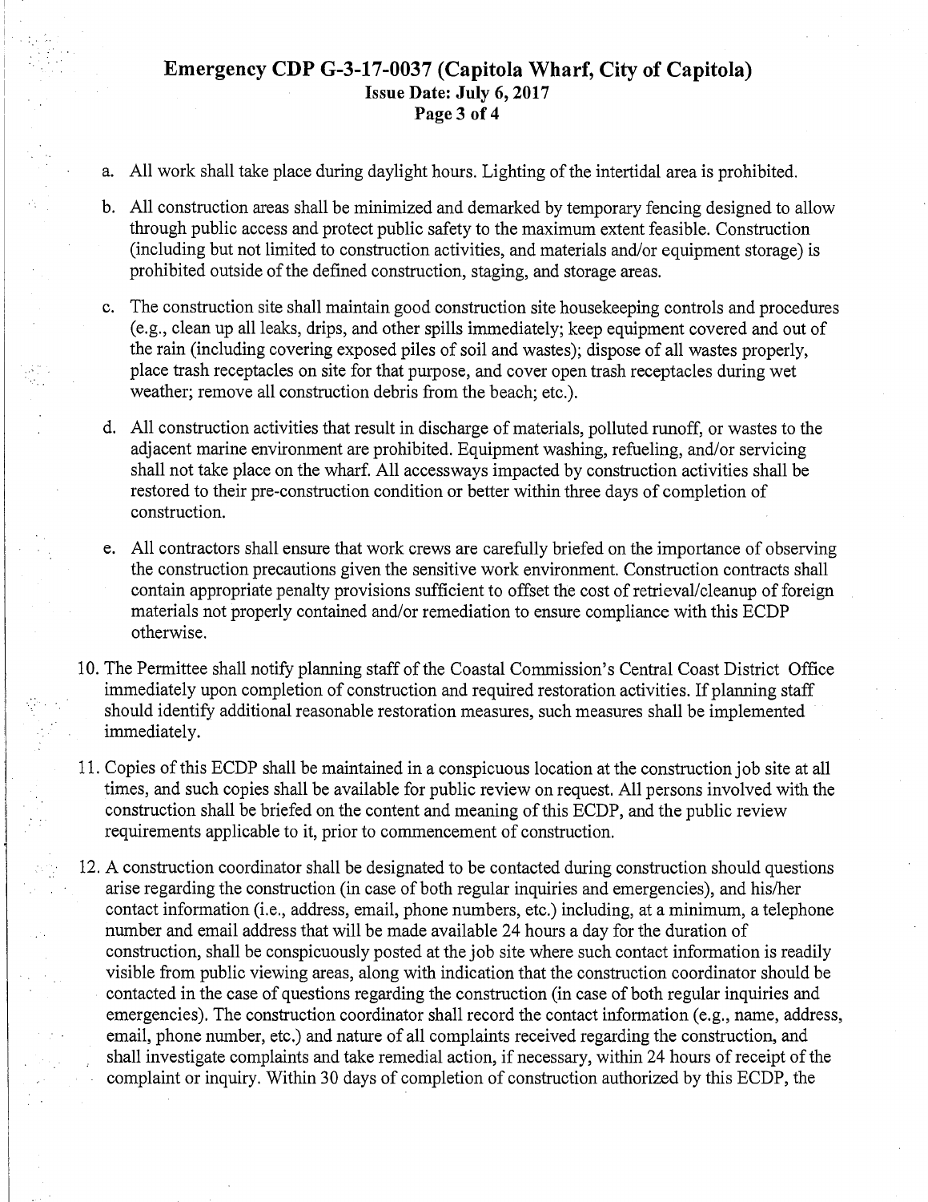a. All work shall take place during daylight hours. Lighting of the intertidal area is prohibited.

b. All construction areas shall be minimized and demarked by temporary fencing designed to allow through public access and protect public safety to the maximum extent feasible. Construction (including but not limited to construction activities, and materials and/or equipment storage) is prohibited outside of the defined construction, staging, and storage areas.

c. The construction site shall maintain good construction site housekeeping controls and procedures (e.g., clean up all leaks, drips, and other spills immediately; keep equipment covered and out of the rain (including covering exposed piles of soil and wastes); dispose of all wastes properly, place trash receptacles on site for that purpose, and cover open trash receptacles during wet weather; remove all construction debris from the beach; etc.).

d. All construction activities that result in discharge of materials, polluted runoff, or wastes to the adjacent marine environment are prohibited. Equipment washing, refueling, and/or servicing shall not take place on the wharf. All accessways impacted by construction activities shall be restored to their pre-construction condition or better within three days of completion of construction.

e. All contractors shall ensure that work crews are carefully briefed on the importance of observing the construction precautions given the sensitive work environment. Construction contracts shall contain appropriate penalty provisions sufficient to offset the cost of retrieval/cleanup of foreign materials not properly contained and/or remediation to ensure compliance with this ECDP otherwise.

10. The Permittee shall notify planning staff of the Coastal Commission's Central Coast District Office immediately upon completion of construction and required restoration activities. If planning staff should identify additional reasonable restoration measures, such measures shall be implemented immediately.

11. Copies of this ECDP shall be maintained in a conspicuous location at the construction job site at all times, and such copies shall be available for public review on request. All persons involved with the construction shall be briefed on the content and meaning of this ECDP, and the public review requirements applicable to it, prior to commencement of construction.

12. A construction coordinator shall be designated to be contacted during construction should questions arise regarding the construction (in case of both regular inquiries and emergencies), and his/her contact information (i.e., address, email, phone numbers, etc.) including, at a minimum, a telephone number and email address that will be made available 24 hours a day for the duration of construction, shall be conspicuously posted at the job site where such contact information is readily visible from public viewing areas, along with indication that the construction coordinator should be contacted in the case of questions regarding the construction (in case of both regular inquiries and emergencies). The construction coordinator shall record the contact information (e.g., name, address, email, phone number, etc.) and nature of all complaints received regarding the construction, and shall investigate complaints and take remedial action, if necessary, within 24 hours of receipt of the complaint or inquiry. Within 30 days of completion of construction authorized by this ECDP, the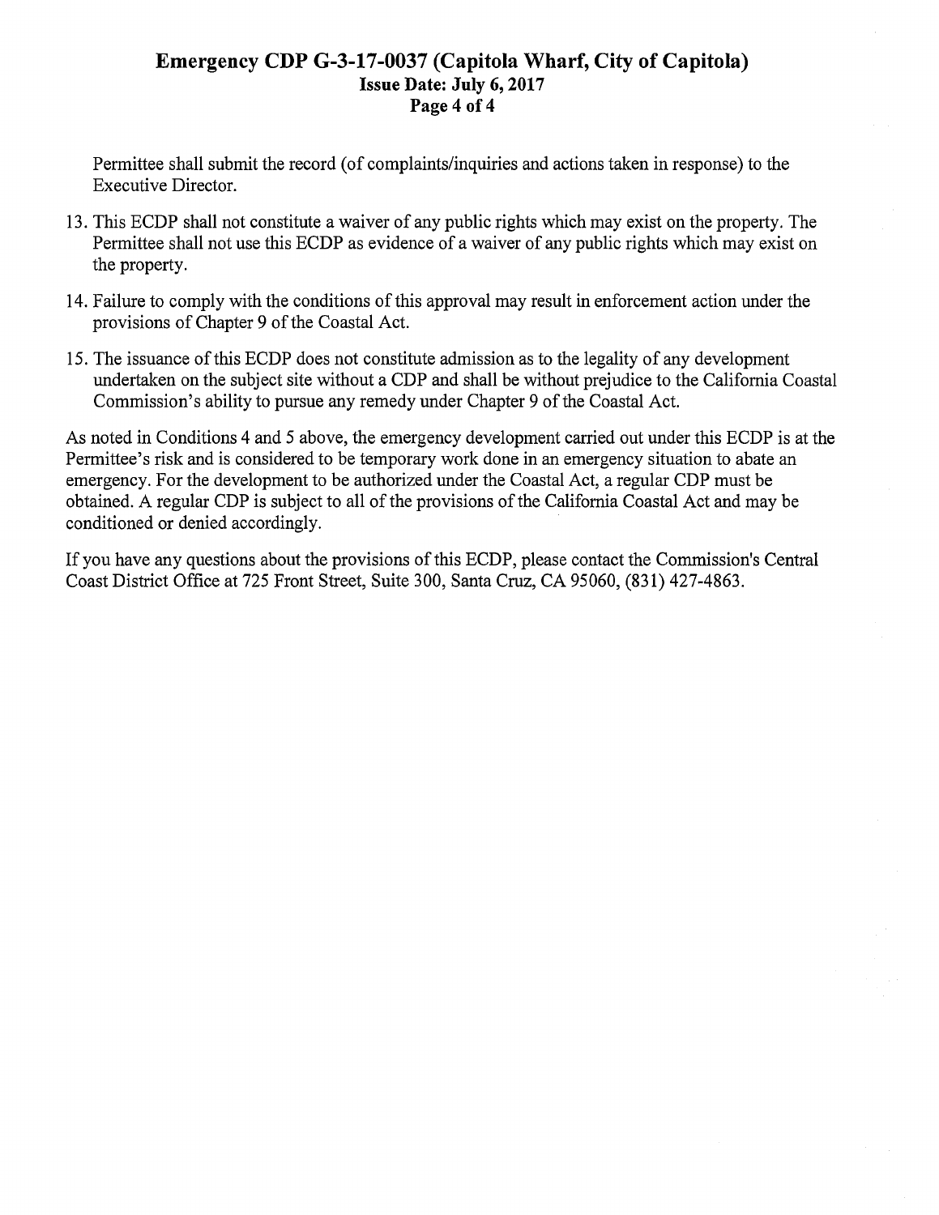Permittee shall submit the record (of complaints/inquiries and actions taken in response) to the Executive Director.

13. This ECDP shall not constitute a waiver of any public rights which may exist on the property. The Permittee shall not use this ECDP as evidence of a waiver of any public rights which may exist on the property.

14. Failure to comply with the conditions of this approval may result in enforcement action under the provisions of Chapter 9 of the Coastal Act.

15. The issuance of this ECDP does not constitute admission as to the legality of any development undertaken on the subject site without a CDP and shall be without prejudice to the California Coastal Commission's ability to pursue any remedy under Chapter 9 of the Coastal Act.

As noted in Conditions 4 and 5 above, the emergency development carried out under this ECDP is at the Permittee's risk and is considered to be temporary work done in an emergency situation to abate an emergency. For the development to be authorized under the Coastal Act, a regular CDP must be obtained. A regular CDP is subject to all of the provisions of the California Coastal Act and may be conditioned or denied accordingly.

If you have any questions about the provisions of this ECDP, please contact the Commission's Central Coast District Office at 725 Front Street, Suite 300, Santa Cruz, CA 95060, (831) 427-4863.